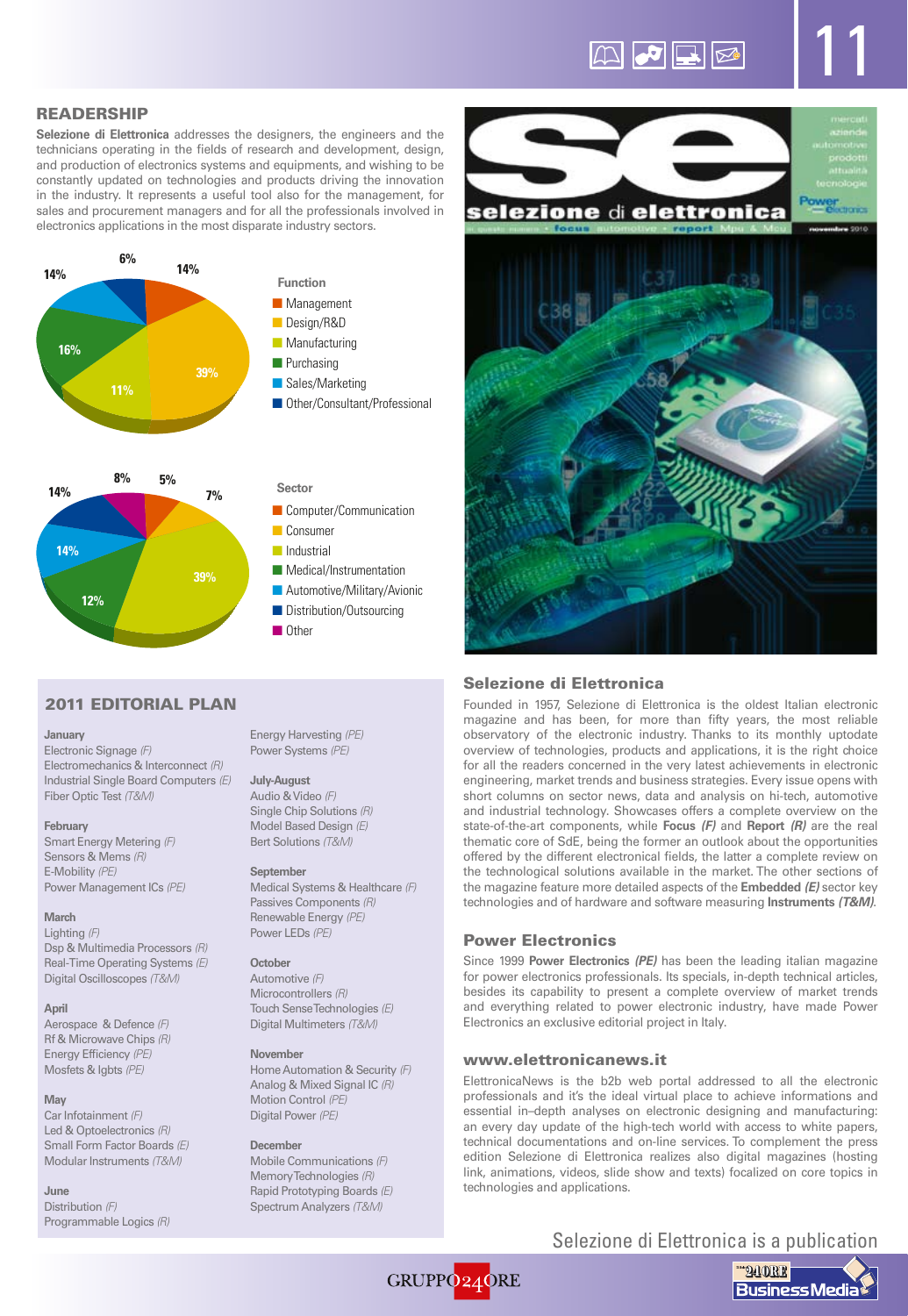## READERSHIP

**Selezione di Elettronica** addresses the designers, the engineers and the technicians operating in the fields of research and development, design, and production of electronics systems and equipments, and wishing to be constantly updated on technologies and products driving the innovation in the industry. It represents a useful tool also for the management, for sales and procurement managers and for all the professionals involved in electronics applications in the most disparate industry sectors.

**Function**

- Management – 14%
- Design/R&D – 39%
- Manufacturing – 11%
- Purchasing – 16%
- Sales/Marketing – 14%
- Other/Consultant/Professional – 6%

**Sector**

- Computer/Communication – 5%
- Consumer – 7%
- Industrial – 39%
- Medical/Instrumentation – 12%
- Automotive/Military/Avionic – 14%
- Distribution/Outsourcing – 14%
- Other – 8%

## 2011 EDITORIAL PLAN

**January**
Electronic Signage *(F)*
Electromechanics & Interconnect *(R)*
Industrial Single Board Computers *(E)*
Fiber Optic Test *(T&M)*

**February**
Smart Energy Metering *(F)*
Sensors & Mems *(R)*
E-Mobility *(PE)*
Power Management ICs *(PE)*

**March**
Lighting *(F)*
Dsp & Multimedia Processors *(R)*
Real-Time Operating Systems *(E)*
Digital Oscilloscopes *(T&M)*

**April**
Aerospace & Defence *(F)*
Rf & Microwave Chips *(R)*
Energy Efficiency *(PE)*
Mosfets & Igbts *(PE)*

**May**
Car Infotainment *(F)*
Led & Optoelectronics *(R)*
Small Form Factor Boards *(E)*
Modular Instruments *(T&M)*

**June**
Distribution *(F)*
Programmable Logics *(R)*
Energy Harvesting *(PE)*
Power Systems *(PE)*

**July-August**
Audio & Video *(F)*
Single Chip Solutions *(R)*
Model Based Design *(E)*
Bert Solutions *(T&M)*

**September**
Medical Systems & Healthcare *(F)*
Passives Components *(R)*
Renewable Energy *(PE)*
Power LEDs *(PE)*

**October**
Automotive *(F)*
Microcontrollers *(R)*
Touch Sense Technologies *(E)*
Digital Multimeters *(T&M)*

**November**
Home Automation & Security *(F)*
Analog & Mixed Signal IC *(R)*
Motion Control *(PE)*
Digital Power *(PE)*

**December**
Mobile Communications *(F)*
Memory Technologies *(R)*
Rapid Prototyping Boards *(E)*
Spectrum Analyzers *(T&M)*

## Selezione di Elettronica

Founded in 1957, Selezione di Elettronica is the oldest Italian electronic magazine and has been, for more than fifty years, the most reliable observatory of the electronic industry. Thanks to its monthly uptodate overview of technologies, products and applications, it is the right choice for all the readers concerned in the very latest achievements in electronic engineering, market trends and business strategies. Every issue opens with short columns on sector news, data and analysis on hi-tech, automotive and industrial technology. Showcases offers a complete overview on the state-of-the-art components, while **Focus** ***(F)*** and **Report** ***(R)*** are the real thematic core of SdE, being the former an outlook about the opportunities offered by the different electronical fields, the latter a complete review on the technological solutions available in the market. The other sections of the magazine feature more detailed aspects of the **Embedded** ***(E)*** sector key technologies and of hardware and software measuring **Instruments** ***(T&M)***.

## Power Electronics

Since 1999 **Power Electronics** ***(PE)*** has been the leading italian magazine for power electronics professionals. Its specials, in-depth technical articles, besides its capability to present a complete overview of market trends and everything related to power electronic industry, have made Power Electronics an exclusive editorial project in Italy.

## www.elettronicanews.it

ElettronicaNews is the b2b web portal addressed to all the electronic professionals and it's the ideal virtual place to achieve informations and essential in–depth analyses on electronic designing and manufacturing: an every day update of the high-tech world with access to white papers, technical documentations and on-line services. To complement the press edition Selezione di Elettronica realizes also digital magazines (hosting link, animations, videos, slide show and texts) focalized on core topics in technologies and applications.

Selezione di Elettronica is a publication

GRUPPO 24 ORE — 24 ORE Business Media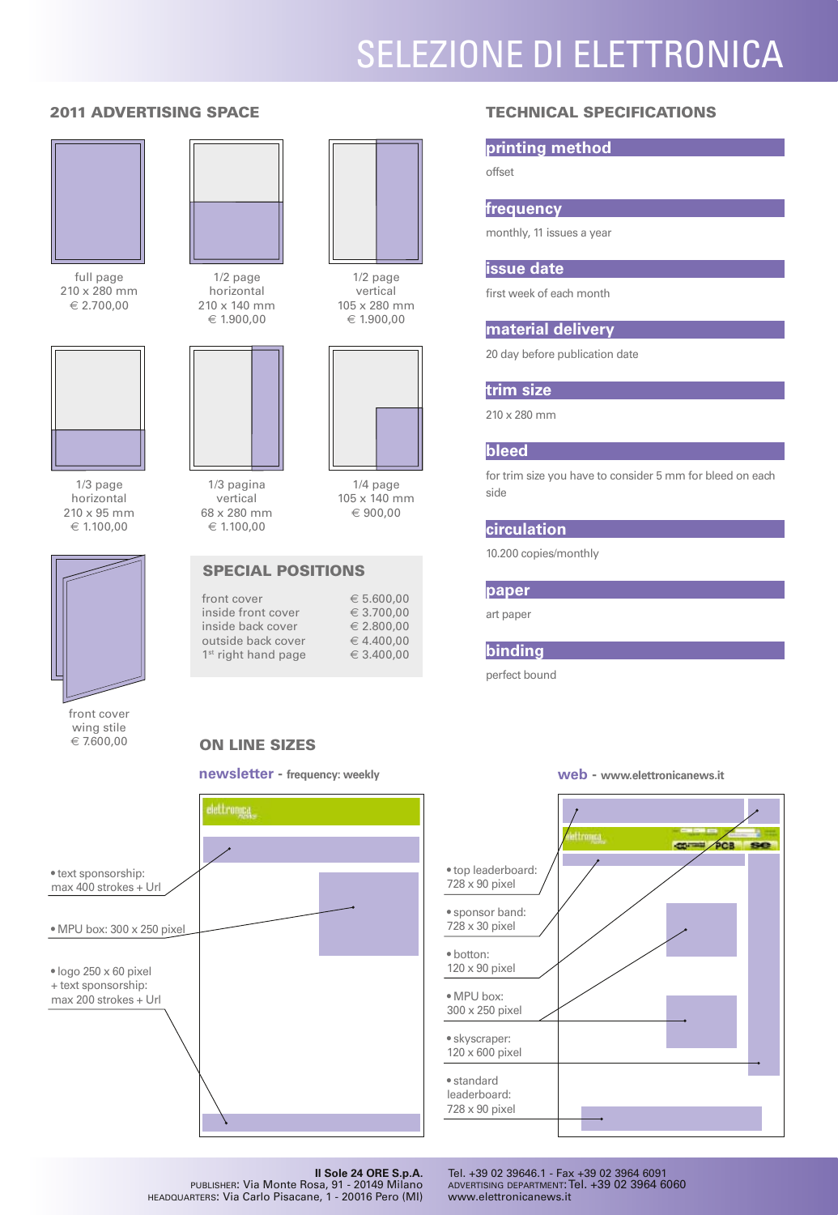# SELEZIONE DI ELETTRONICA

## 2011 ADVERTISING SPACE

full page
210 x 280 mm
€ 2.700,00

1/2 page
horizontal
210 x 140 mm
€ 1.900,00

1/2 page
vertical
105 x 280 mm
€ 1.900,00

1/3 page
horizontal
210 x 95 mm
€ 1.100,00

1/3 pagina
vertical
68 x 280 mm
€ 1.100,00

1/4 page
105 x 140 mm
€ 900,00

front cover
wing stile
€ 7.600,00

### SPECIAL POSITIONS

| | |
|---|---|
| front cover | € 5.600,00 |
| inside front cover | € 3.700,00 |
| inside back cover | € 2.800,00 |
| outside back cover | € 4.400,00 |
| 1st right hand page | € 3.400,00 |

## TECHNICAL SPECIFICATIONS

**printing method**
offset

**frequency**
monthly, 11 issues a year

**issue date**
first week of each month

**material delivery**
20 day before publication date

**trim size**
210 x 280 mm

**bleed**
for trim size you have to consider 5 mm for bleed on each side

**circulation**
10.200 copies/monthly

**paper**
art paper

**binding**
perfect bound

## ON LINE SIZES

**newsletter** - frequency: weekly

- text sponsorship: max 400 strokes + Url
- MPU box: 300 x 250 pixel
- logo 250 x 60 pixel + text sponsorship: max 200 strokes + Url

**web** - www.elettronicanews.it

- top leaderboard: 728 x 90 pixel
- sponsor band: 728 x 30 pixel
- botton: 120 x 90 pixel
- MPU box: 300 x 250 pixel
- skyscraper: 120 x 600 pixel
- standard leaderboard: 728 x 90 pixel

**Il Sole 24 ORE S.p.A.**
PUBLISHER: Via Monte Rosa, 91 - 20149 Milano
HEADQUARTERS: Via Carlo Pisacane, 1 - 20016 Pero (MI)

Tel. +39 02 39646.1 - Fax +39 02 3964 6091
ADVERTISING DEPARTMENT: Tel. +39 02 3964 6060
www.elettronicanews.it